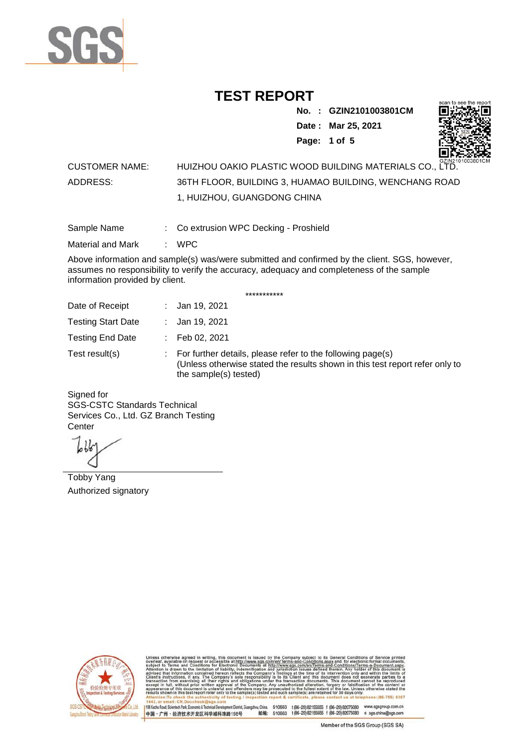# TEST REPORT

**No. : GZIN2101003801CM**

**Date : Mar 25, 2021**

CUSTOMER NAME: HUIZHOU OAKIO PLASTIC WOOD BUILDING MATERIALS CO., LTD.

ADDRESS: 36TH FLOOR, BUILDING 3, HUAMAO BUILDING, WENCHANG ROAD 1, HUIZHOU, GUANGDONG CHINA

Sample Name : Co extrusion WPC Decking - Proshield

Material and Mark : WPC

Above information and sample(s) was/were submitted and confirmed by the client. SGS, however, assumes no responsibility to verify the accuracy, adequacy and completeness of the sample information provided by client.

***********

Date of Receipt : Jan 19, 2021

Testing Start Date : Jan 19, 2021

Testing End Date : Feb 02, 2021

Test result(s) : For further details, please refer to the following page(s)
(Unless otherwise stated the results shown in this test report refer only to the sample(s) tested)

Signed for
SGS-CSTC Standards Technical Services Co., Ltd. GZ Branch Testing Center

Tobby Yang
Authorized signatory

Unless otherwise agreed in writing, this document is issued by the Company subject to its General Conditions of Service printed overleaf, available on request or accessible at http://www.sgs.com/en/Terms-and-Conditions.aspx and, for electronic format documents, subject to Terms and Conditions for Electronic Documents at http://www.sgs.com/en/Terms-and-Conditions/Terms-e-Document.aspx. Attention is drawn to the limitation of liability, indemnification and jurisdiction issues defined therein. Any holder of this document is advised that information contained hereon reflects the Company's findings at the time of its intervention only and within the limits of Client's instructions, if any. The Company's sole responsibility is to its Client and this document does not exonerate parties to a transaction from exercising all their rights and obligations under the transaction documents. This document cannot be reproduced except in full, without prior written approval of the Company. Any unauthorized alteration, forgery or falsification of the content or appearance of this document is unlawful and offenders may be prosecuted to the fullest extent of the law. Unless otherwise stated the results shown in this test report refer only to the sample(s) tested and such sample(s) are retained for 30 days only.
Attention:To check the authenticity of testing / inspection report & certificate, please contact us at telephone:(86-755) 8307 1443, or email: CN.Doccheck@sgs.com

198 Kezhu Road, Scientech Park, Economic & Technical Development District, Guangzhou, China. 510663 t (86-20) 82155555 f (86-20) 82075080 www.sgsgroup.com.cn
中国・广州・经济技术开发区科学城科珠路198号 邮编: 510663 t (86-20) 82155555 f (86-20) 82075080 e sgs.china@sgs.com

Member of the SGS Group (SGS SA)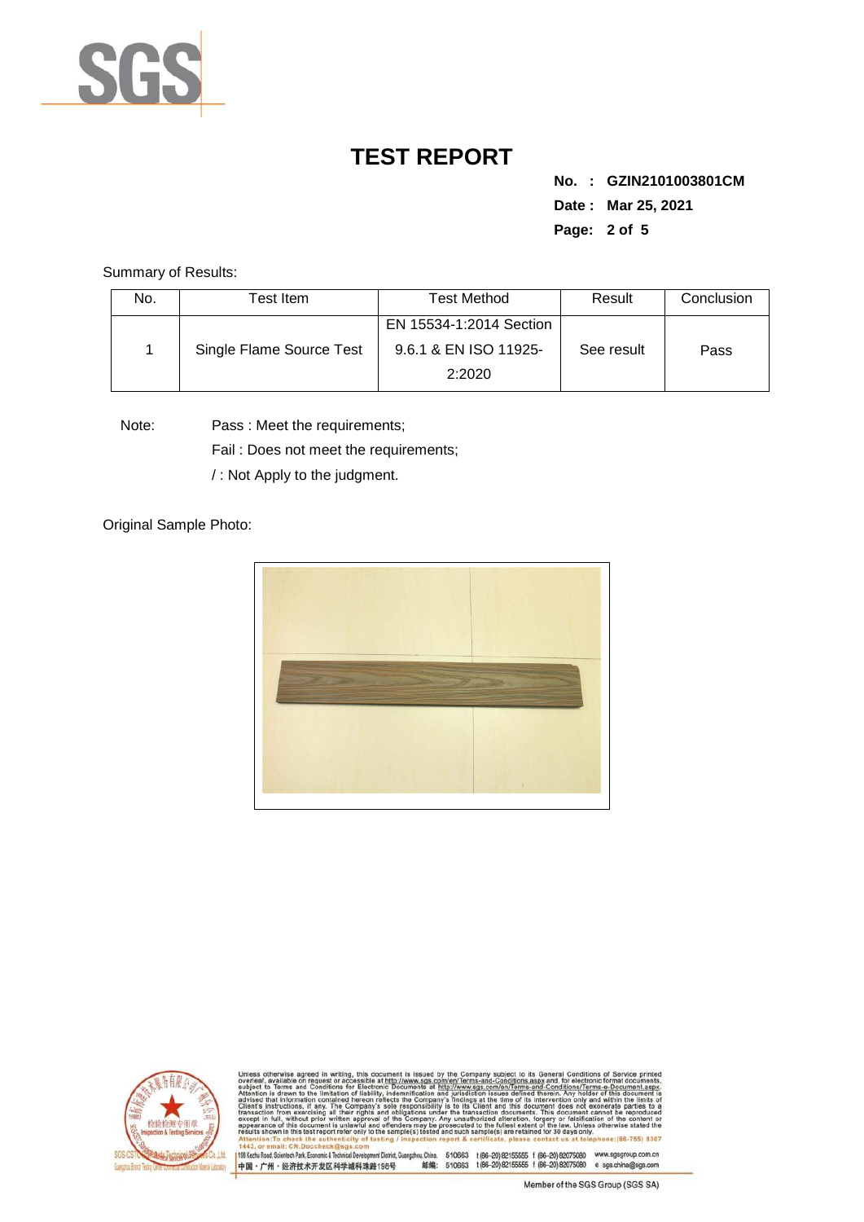# TEST REPORT

**No. : GZIN2101003801CM**

**Date : Mar 25, 2021**

Summary of Results:

| No. | Test Item | Test Method | Result | Conclusion |
|---|---|---|---|---|
| 1 | Single Flame Source Test | EN 15534-1:2014 Section 9.6.1 & EN ISO 11925-2:2020 | See result | Pass |

Note: Pass : Meet the requirements;
Fail : Does not meet the requirements;
/ : Not Apply to the judgment.

Original Sample Photo: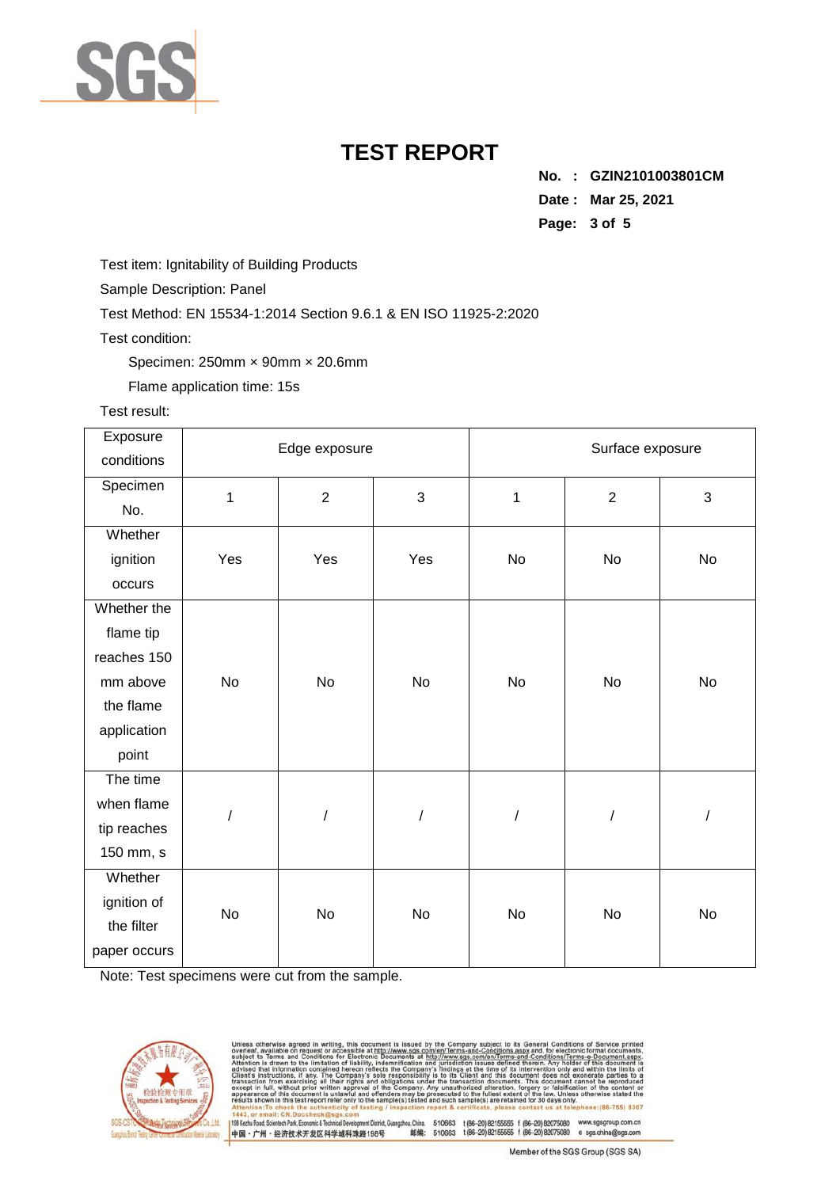# TEST REPORT

**No. : GZIN2101003801CM**

**Date : Mar 25, 2021**

Test item: Ignitability of Building Products

Sample Description: Panel

Test Method: EN 15534-1:2014 Section 9.6.1 & EN ISO 11925-2:2020

Test condition:

Specimen: 250mm × 90mm × 20.6mm

Flame application time: 15s

Test result:

| Exposure conditions | Edge exposure | | | Surface exposure | | |
|---|---|---|---|---|---|---|
| Specimen No. | 1 | 2 | 3 | 1 | 2 | 3 |
| Whether ignition occurs | Yes | Yes | Yes | No | No | No |
| Whether the flame tip reaches 150 mm above the flame application point | No | No | No | No | No | No |
| The time when flame tip reaches 150 mm, s | / | / | / | / | / | / |
| Whether ignition of the filter paper occurs | No | No | No | No | No | No |

Note: Test specimens were cut from the sample.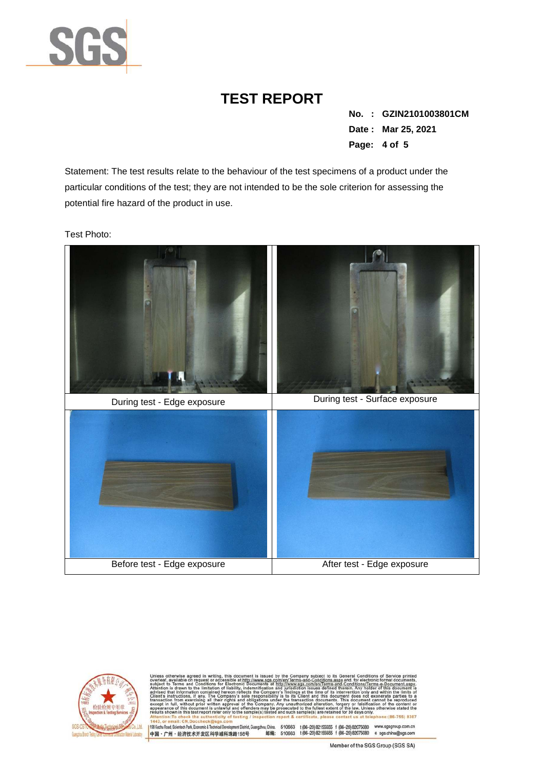# TEST REPORT

**No. : GZIN2101003801CM**

**Date : Mar 25, 2021**

Statement: The test results relate to the behaviour of the test specimens of a product under the particular conditions of the test; they are not intended to be the sole criterion for assessing the potential fire hazard of the product in use.

Test Photo:

| | |
|---|---|
| During test - Edge exposure | During test - Surface exposure |
| Before test - Edge exposure | After test - Edge exposure |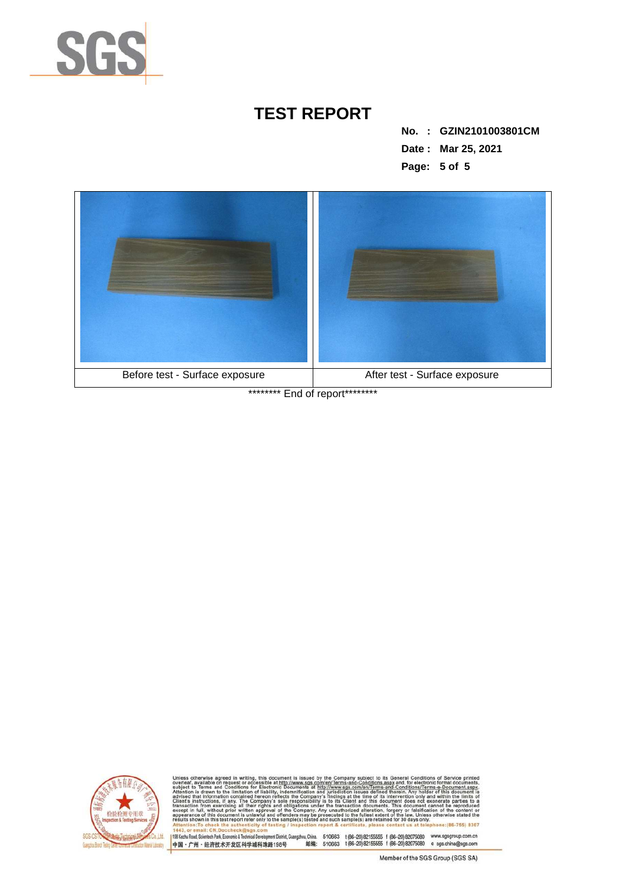# TEST REPORT

**No. : GZIN2101003801CM**
**Date : Mar 25, 2021**

| | |
|---|---|
| Before test - Surface exposure | After test - Surface exposure |

******** End of report********